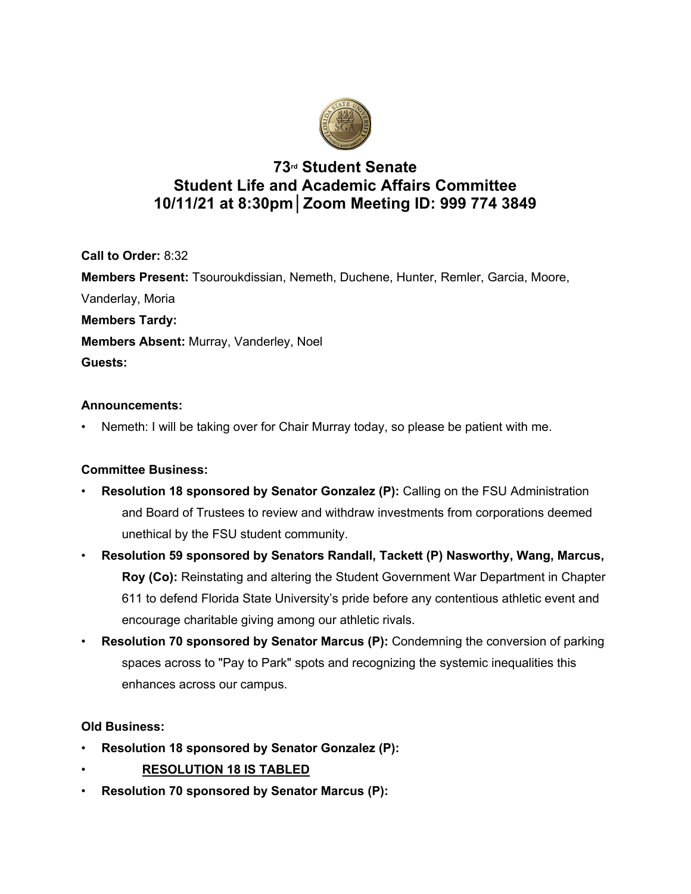# 73rd Student Senate
# Student Life and Academic Affairs Committee
# 10/11/21 at 8:30pm│Zoom Meeting ID: 999 774 3849

**Call to Order:** 8:32

**Members Present:** Tsouroukdissian, Nemeth, Duchene, Hunter, Remler, Garcia, Moore, Vanderlay, Moria

**Members Tardy:**

**Members Absent:** Murray, Vanderley, Noel

**Guests:**

**Announcements:**

- Nemeth: I will be taking over for Chair Murray today, so please be patient with me.

**Committee Business:**

- **Resolution 18 sponsored by Senator Gonzalez (P):** Calling on the FSU Administration and Board of Trustees to review and withdraw investments from corporations deemed unethical by the FSU student community.
- **Resolution 59 sponsored by Senators Randall, Tackett (P) Nasworthy, Wang, Marcus, Roy (Co):** Reinstating and altering the Student Government War Department in Chapter 611 to defend Florida State University's pride before any contentious athletic event and encourage charitable giving among our athletic rivals.
- **Resolution 70 sponsored by Senator Marcus (P):** Condemning the conversion of parking spaces across to "Pay to Park" spots and recognizing the systemic inequalities this enhances across our campus.

**Old Business:**

- **Resolution 18 sponsored by Senator Gonzalez (P):**
- <u>**RESOLUTION 18 IS TABLED**</u>
- **Resolution 70 sponsored by Senator Marcus (P):**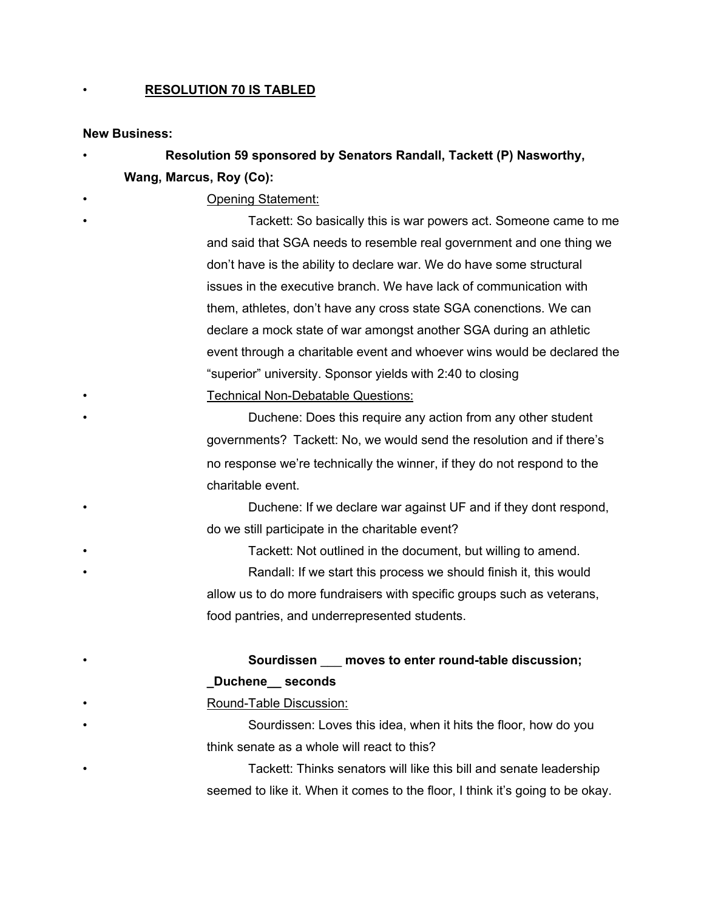- **<u>RESOLUTION 70 IS TABLED</u>**

**New Business:**

- **Resolution 59 sponsored by Senators Randall, Tackett (P) Nasworthy, Wang, Marcus, Roy (Co):**
- <u>Opening Statement:</u>
- Tackett: So basically this is war powers act. Someone came to me and said that SGA needs to resemble real government and one thing we don't have is the ability to declare war. We do have some structural issues in the executive branch. We have lack of communication with them, athletes, don't have any cross state SGA conenctions. We can declare a mock state of war amongst another SGA during an athletic event through a charitable event and whoever wins would be declared the "superior" university. Sponsor yields with 2:40 to closing
- <u>Technical Non-Debatable Questions:</u>
- Duchene: Does this require any action from any other student governments? Tackett: No, we would send the resolution and if there's no response we're technically the winner, if they do not respond to the charitable event.
- Duchene: If we declare war against UF and if they dont respond, do we still participate in the charitable event?
- Tackett: Not outlined in the document, but willing to amend.
- Randall: If we start this process we should finish it, this would allow us to do more fundraisers with specific groups such as veterans, food pantries, and underrepresented students.

- **Sourdissen ___ moves to enter round-table discussion; _Duchene__ seconds**
- <u>Round-Table Discussion:</u>
- Sourdissen: Loves this idea, when it hits the floor, how do you think senate as a whole will react to this?
- Tackett: Thinks senators will like this bill and senate leadership seemed to like it. When it comes to the floor, I think it's going to be okay.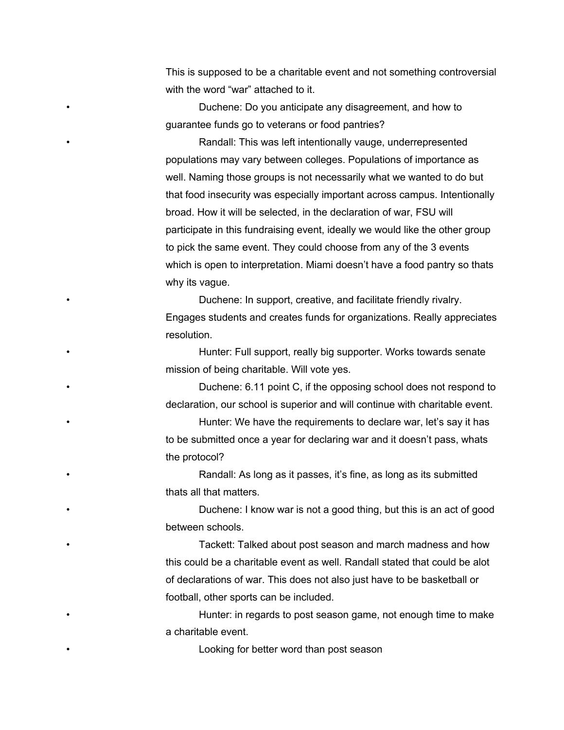This is supposed to be a charitable event and not something controversial with the word "war" attached to it.

- Duchene: Do you anticipate any disagreement, and how to guarantee funds go to veterans or food pantries?
- Randall: This was left intentionally vauge, underrepresented populations may vary between colleges. Populations of importance as well. Naming those groups is not necessarily what we wanted to do but that food insecurity was especially important across campus. Intentionally broad. How it will be selected, in the declaration of war, FSU will participate in this fundraising event, ideally we would like the other group to pick the same event. They could choose from any of the 3 events which is open to interpretation. Miami doesn't have a food pantry so thats why its vague.
- Duchene: In support, creative, and facilitate friendly rivalry. Engages students and creates funds for organizations. Really appreciates resolution.
- Hunter: Full support, really big supporter. Works towards senate mission of being charitable. Will vote yes.
- Duchene: 6.11 point C, if the opposing school does not respond to declaration, our school is superior and will continue with charitable event.
- Hunter: We have the requirements to declare war, let's say it has to be submitted once a year for declaring war and it doesn't pass, whats the protocol?
- Randall: As long as it passes, it's fine, as long as its submitted thats all that matters.
- Duchene: I know war is not a good thing, but this is an act of good between schools.
- Tackett: Talked about post season and march madness and how this could be a charitable event as well. Randall stated that could be alot of declarations of war. This does not also just have to be basketball or football, other sports can be included.
- Hunter: in regards to post season game, not enough time to make a charitable event.
- Looking for better word than post season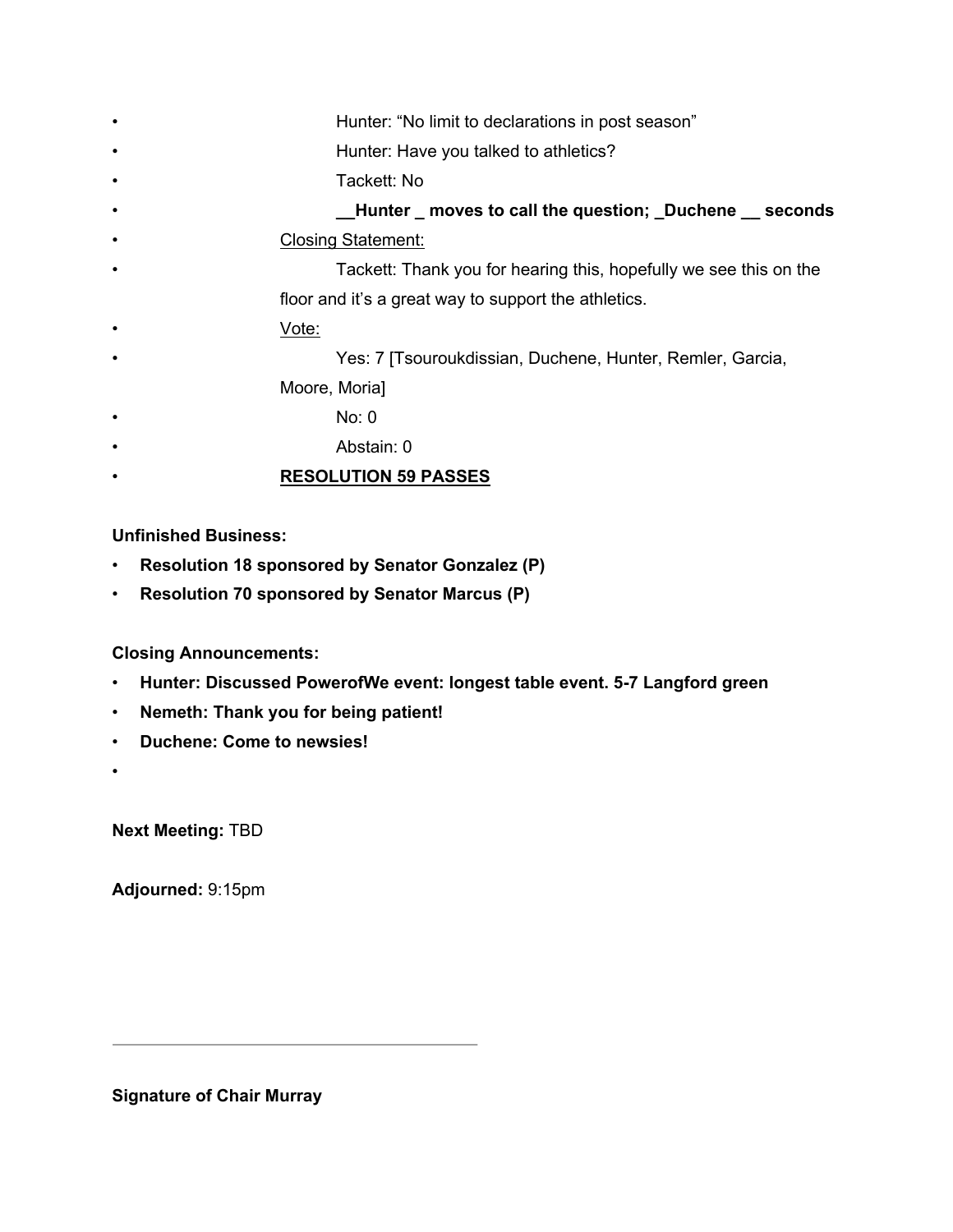- Hunter: "No limit to declarations in post season"
- Hunter: Have you talked to athletics?
- Tackett: No
- **__Hunter _ moves to call the question; _Duchene __ seconds**
- Closing Statement:
- Tackett: Thank you for hearing this, hopefully we see this on the floor and it's a great way to support the athletics.
- Vote:
- Yes: 7 [Tsouroukdissian, Duchene, Hunter, Remler, Garcia, Moore, Moria]
- No: 0
- Abstain: 0
- **RESOLUTION 59 PASSES**

**Unfinished Business:**

- **Resolution 18 sponsored by Senator Gonzalez (P)**
- **Resolution 70 sponsored by Senator Marcus (P)**

**Closing Announcements:**

- **Hunter: Discussed PowerofWe event: longest table event. 5-7 Langford green**
- **Nemeth: Thank you for being patient!**
- **Duchene: Come to newsies!**
- 

**Next Meeting:** TBD

**Adjourned:** 9:15pm

---

**Signature of Chair Murray**